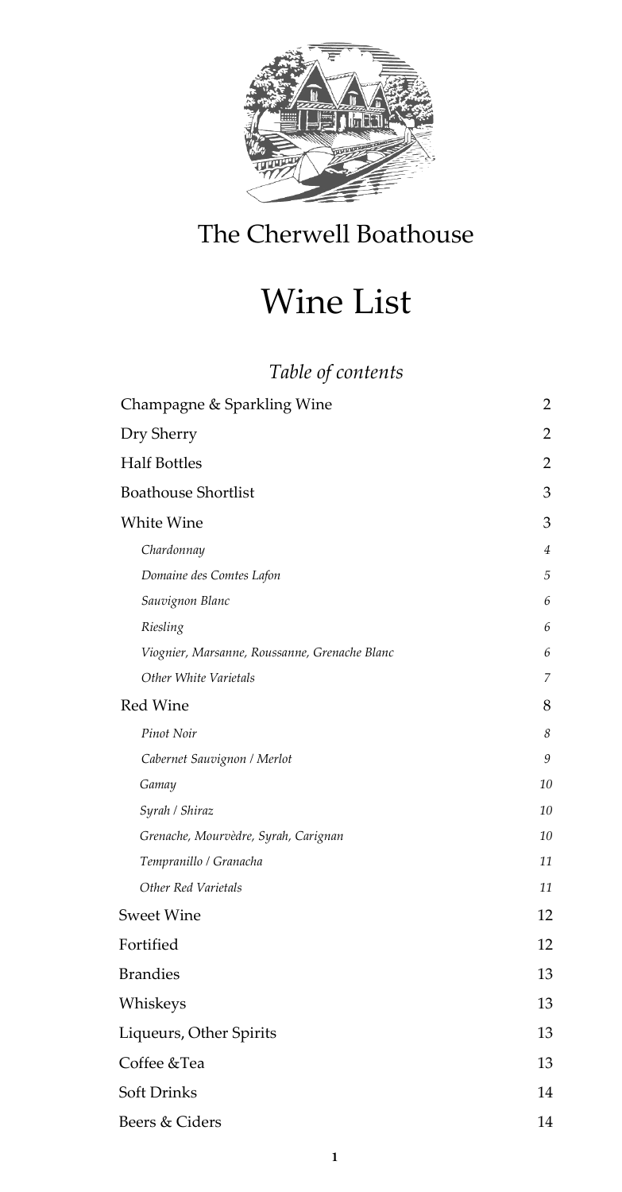# The Cherwell Boathouse

# Wine List

## *Table of contents*

| | |
|---|---|
| Champagne & Sparkling Wine | 2 |
| Dry Sherry | 2 |
| Half Bottles | 2 |
| Boathouse Shortlist | 3 |
| White Wine | 3 |
| *Chardonnay* | *4* |
| *Domaine des Comtes Lafon* | *5* |
| *Sauvignon Blanc* | *6* |
| *Riesling* | *6* |
| *Viognier, Marsanne, Roussanne, Grenache Blanc* | *6* |
| *Other White Varietals* | *7* |
| Red Wine | 8 |
| *Pinot Noir* | *8* |
| *Cabernet Sauvignon / Merlot* | *9* |
| *Gamay* | *10* |
| *Syrah / Shiraz* | *10* |
| *Grenache, Mourvèdre, Syrah, Carignan* | *10* |
| *Tempranillo / Granacha* | *11* |
| *Other Red Varietals* | *11* |
| Sweet Wine | 12 |
| Fortified | 12 |
| Brandies | 13 |
| Whiskeys | 13 |
| Liqueurs, Other Spirits | 13 |
| Coffee &Tea | 13 |
| Soft Drinks | 14 |
| Beers & Ciders | 14 |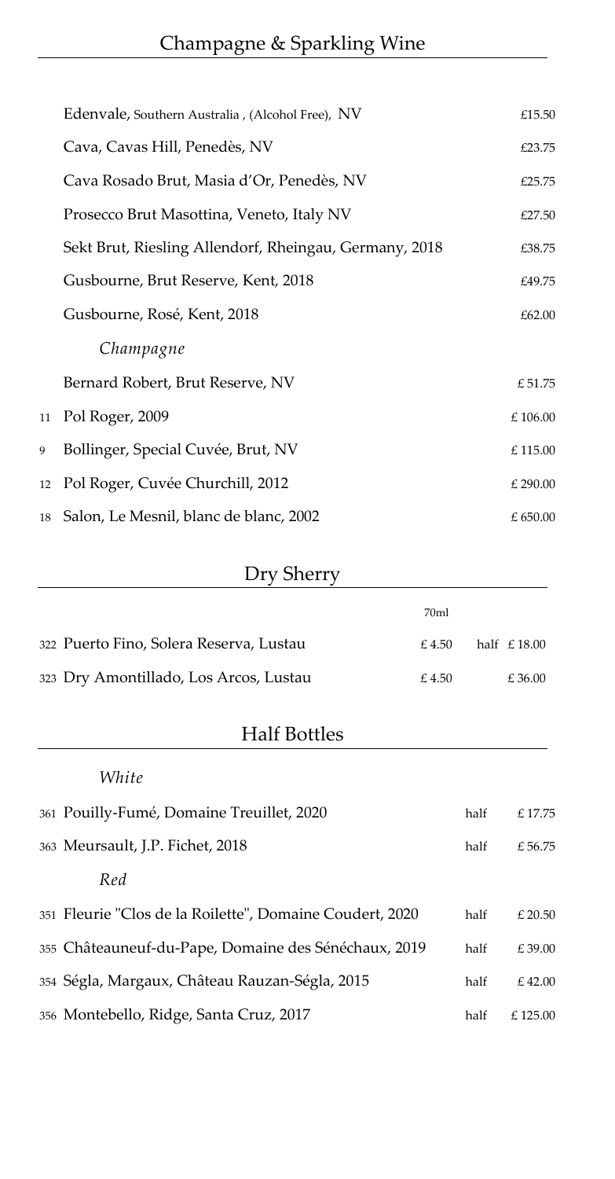## Champagne & Sparkling Wine

| Bin | Wine | Price |
|---|---|---|
| | Edenvale, Southern Australia , (Alcohol Free), NV | £15.50 |
| | Cava, Cavas Hill, Penedès, NV | £23.75 |
| | Cava Rosado Brut, Masia d'Or, Penedès, NV | £25.75 |
| | Prosecco Brut Masottina, Veneto, Italy NV | £27.50 |
| | Sekt Brut, Riesling Allendorf, Rheingau, Germany, 2018 | £38.75 |
| | Gusbourne, Brut Reserve, Kent, 2018 | £49.75 |
| | Gusbourne, Rosé, Kent, 2018 | £62.00 |
| | *Champagne* | |
| | Bernard Robert, Brut Reserve, NV | £ 51.75 |
| 11 | Pol Roger, 2009 | £ 106.00 |
| 9 | Bollinger, Special Cuvée, Brut, NV | £ 115.00 |
| 12 | Pol Roger, Cuvée Churchill, 2012 | £ 290.00 |
| 18 | Salon, Le Mesnil, blanc de blanc, 2002 | £ 650.00 |

## Dry Sherry

| Bin | Wine | 70ml | |
|---|---|---|---|
| 322 | Puerto Fino, Solera Reserva, Lustau | £ 4.50 | half £ 18.00 |
| 323 | Dry Amontillado, Los Arcos, Lustau | £ 4.50 | £ 36.00 |

## Half Bottles

| Bin | Wine | Size | Price |
|---|---|---|---|
| | *White* | | |
| 361 | Pouilly-Fumé, Domaine Treuillet, 2020 | half | £ 17.75 |
| 363 | Meursault, J.P. Fichet, 2018 | half | £ 56.75 |
| | *Red* | | |
| 351 | Fleurie "Clos de la Roilette", Domaine Coudert, 2020 | half | £ 20.50 |
| 355 | Châteauneuf-du-Pape, Domaine des Sénéchaux, 2019 | half | £ 39.00 |
| 354 | Ségla, Margaux, Château Rauzan-Ségla, 2015 | half | £ 42.00 |
| 356 | Montebello, Ridge, Santa Cruz, 2017 | half | £ 125.00 |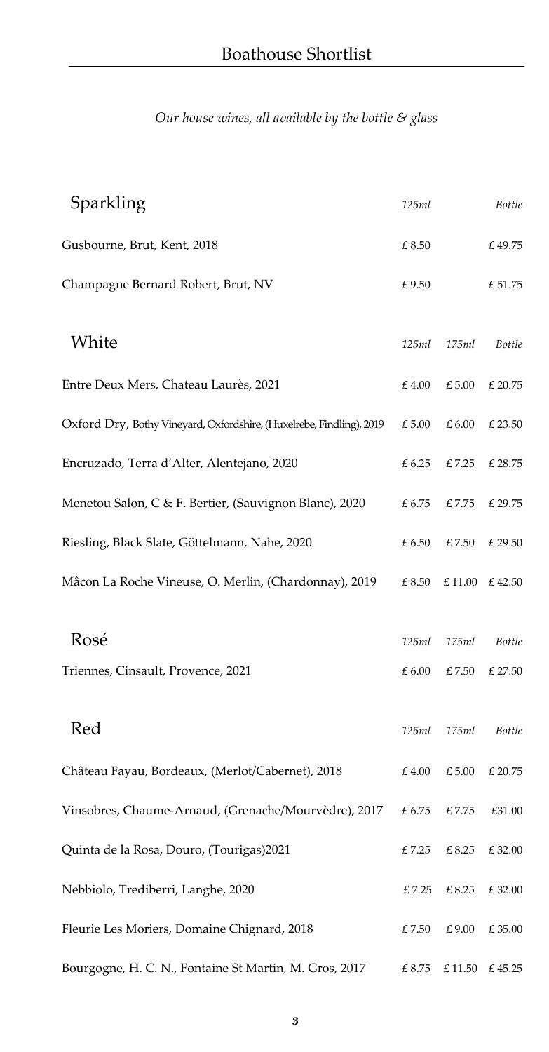# Boathouse Shortlist

*Our house wines, all available by the bottle & glass*

| Sparkling | *125ml* | | *Bottle* |
|---|---|---|---|
| Gusbourne, Brut, Kent, 2018 | £ 8.50 | | £ 49.75 |
| Champagne Bernard Robert, Brut, NV | £ 9.50 | | £ 51.75 |

| White | *125ml* | *175ml* | *Bottle* |
|---|---|---|---|
| Entre Deux Mers, Chateau Laurès, 2021 | £ 4.00 | £ 5.00 | £ 20.75 |
| Oxford Dry, Bothy Vineyard, Oxfordshire, (Huxelrebe, Findling), 2019 | £ 5.00 | £ 6.00 | £ 23.50 |
| Encruzado, Terra d'Alter, Alentejano, 2020 | £ 6.25 | £ 7.25 | £ 28.75 |
| Menetou Salon, C & F. Bertier, (Sauvignon Blanc), 2020 | £ 6.75 | £ 7.75 | £ 29.75 |
| Riesling, Black Slate, Göttelmann, Nahe, 2020 | £ 6.50 | £ 7.50 | £ 29.50 |
| Mâcon La Roche Vineuse, O. Merlin, (Chardonnay), 2019 | £ 8.50 | £ 11.00 | £ 42.50 |

| Rosé | *125ml* | *175ml* | *Bottle* |
|---|---|---|---|
| Triennes, Cinsault, Provence, 2021 | £ 6.00 | £ 7.50 | £ 27.50 |

| Red | *125ml* | *175ml* | *Bottle* |
|---|---|---|---|
| Château Fayau, Bordeaux, (Merlot/Cabernet), 2018 | £ 4.00 | £ 5.00 | £ 20.75 |
| Vinsobres, Chaume-Arnaud, (Grenache/Mourvèdre), 2017 | £ 6.75 | £ 7.75 | £31.00 |
| Quinta de la Rosa, Douro, (Tourigas)2021 | £ 7.25 | £ 8.25 | £ 32.00 |
| Nebbiolo, Trediberri, Langhe, 2020 | £ 7.25 | £ 8.25 | £ 32.00 |
| Fleurie Les Moriers, Domaine Chignard, 2018 | £ 7.50 | £ 9.00 | £ 35.00 |
| Bourgogne, H. C. N., Fontaine St Martin, M. Gros, 2017 | £ 8.75 | £ 11.50 | £ 45.25 |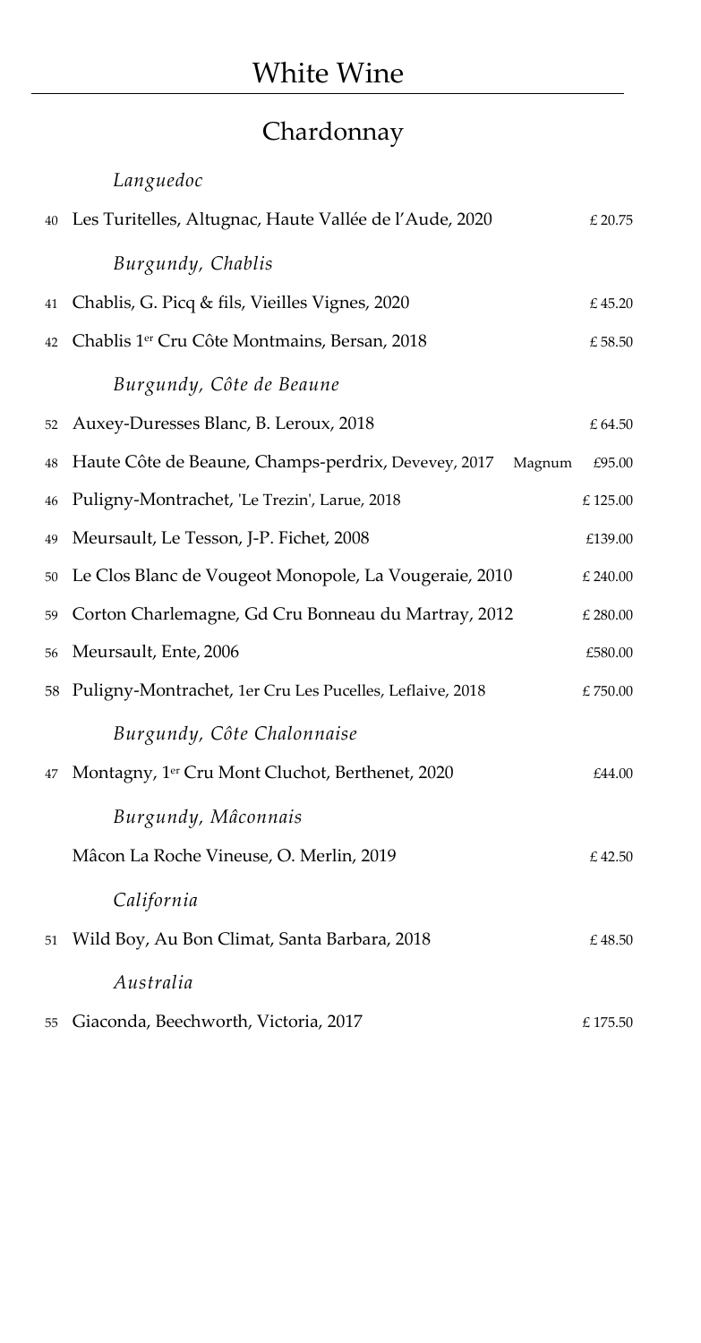# White Wine

## Chardonnay

*Languedoc*

| No. | Wine | Price |
|---|---|---|
| 40 | Les Turitelles, Altugnac, Haute Vallée de l'Aude, 2020 | £ 20.75 |
| | *Burgundy, Chablis* | |
| 41 | Chablis, G. Picq & fils, Vieilles Vignes, 2020 | £ 45.20 |
| 42 | Chablis 1er Cru Côte Montmains, Bersan, 2018 | £ 58.50 |
| | *Burgundy, Côte de Beaune* | |
| 52 | Auxey-Duresses Blanc, B. Leroux, 2018 | £ 64.50 |
| 48 | Haute Côte de Beaune, Champs-perdrix, Devevey, 2017 Magnum | £95.00 |
| 46 | Puligny-Montrachet, 'Le Trezin', Larue, 2018 | £ 125.00 |
| 49 | Meursault, Le Tesson, J-P. Fichet, 2008 | £139.00 |
| 50 | Le Clos Blanc de Vougeot Monopole, La Vougeraie, 2010 | £ 240.00 |
| 59 | Corton Charlemagne, Gd Cru Bonneau du Martray, 2012 | £ 280.00 |
| 56 | Meursault, Ente, 2006 | £580.00 |
| 58 | Puligny-Montrachet, 1er Cru Les Pucelles, Leflaive, 2018 | £ 750.00 |
| | *Burgundy, Côte Chalonnaise* | |
| 47 | Montagny, 1er Cru Mont Cluchot, Berthenet, 2020 | £44.00 |
| | *Burgundy, Mâconnais* | |
| | Mâcon La Roche Vineuse, O. Merlin, 2019 | £ 42.50 |
| | *California* | |
| 51 | Wild Boy, Au Bon Climat, Santa Barbara, 2018 | £ 48.50 |
| | *Australia* | |
| 55 | Giaconda, Beechworth, Victoria, 2017 | £ 175.50 |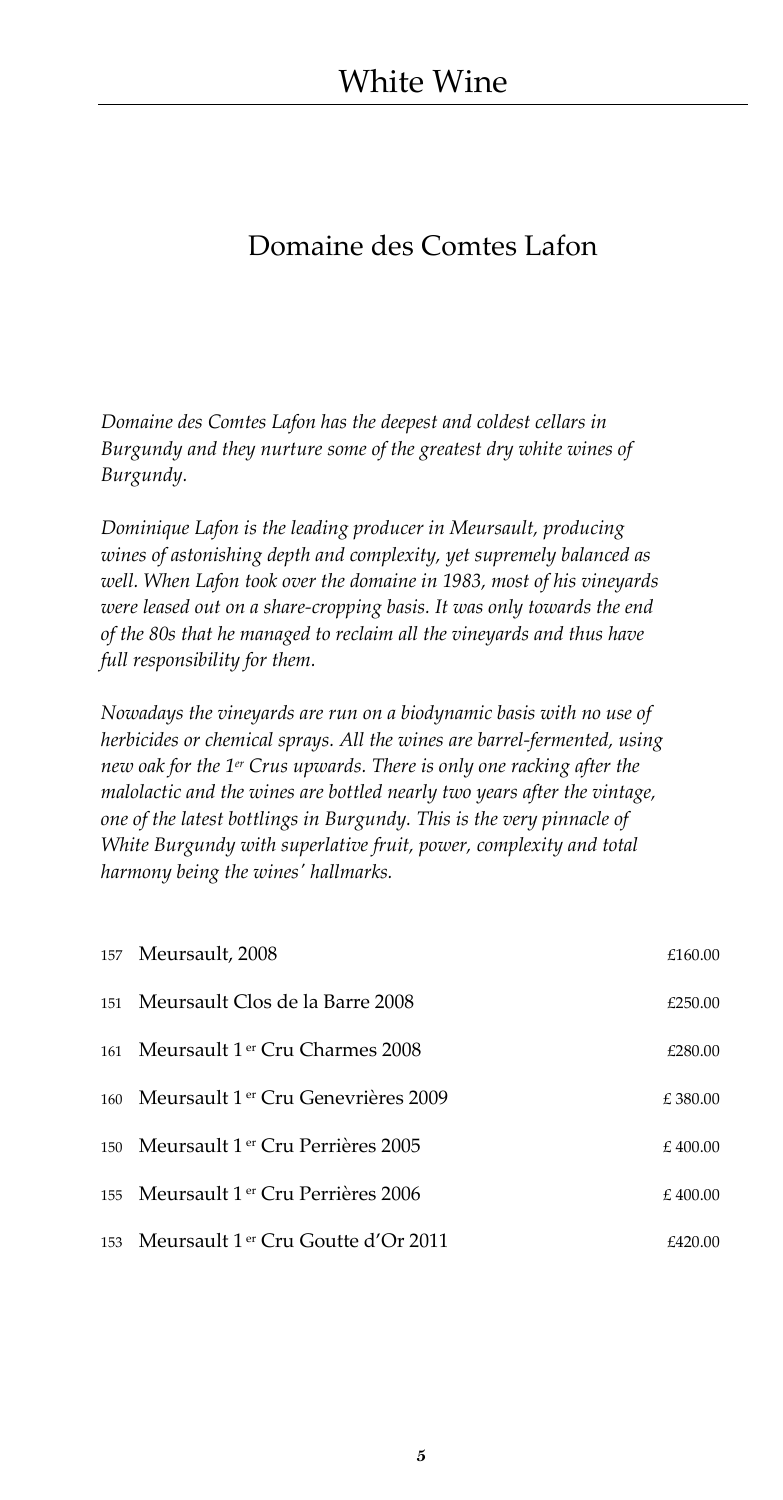# White Wine

## Domaine des Comtes Lafon

*Domaine des Comtes Lafon has the deepest and coldest cellars in Burgundy and they nurture some of the greatest dry white wines of Burgundy.*

*Dominique Lafon is the leading producer in Meursault, producing wines of astonishing depth and complexity, yet supremely balanced as well. When Lafon took over the domaine in 1983, most of his vineyards were leased out on a share-cropping basis. It was only towards the end of the 80s that he managed to reclaim all the vineyards and thus have full responsibility for them.*

*Nowadays the vineyards are run on a biodynamic basis with no use of herbicides or chemical sprays. All the wines are barrel-fermented, using new oak for the 1er Crus upwards. There is only one racking after the malolactic and the wines are bottled nearly two years after the vintage, one of the latest bottlings in Burgundy. This is the very pinnacle of White Burgundy with superlative fruit, power, complexity and total harmony being the wines' hallmarks.*

| No. | Wine | Price |
|---|---|---|
| 157 | Meursault, 2008 | £160.00 |
| 151 | Meursault Clos de la Barre 2008 | £250.00 |
| 161 | Meursault 1er Cru Charmes 2008 | £280.00 |
| 160 | Meursault 1er Cru Genevrières 2009 | £ 380.00 |
| 150 | Meursault 1er Cru Perrières 2005 | £ 400.00 |
| 155 | Meursault 1er Cru Perrières 2006 | £ 400.00 |
| 153 | Meursault 1er Cru Goutte d'Or 2011 | £420.00 |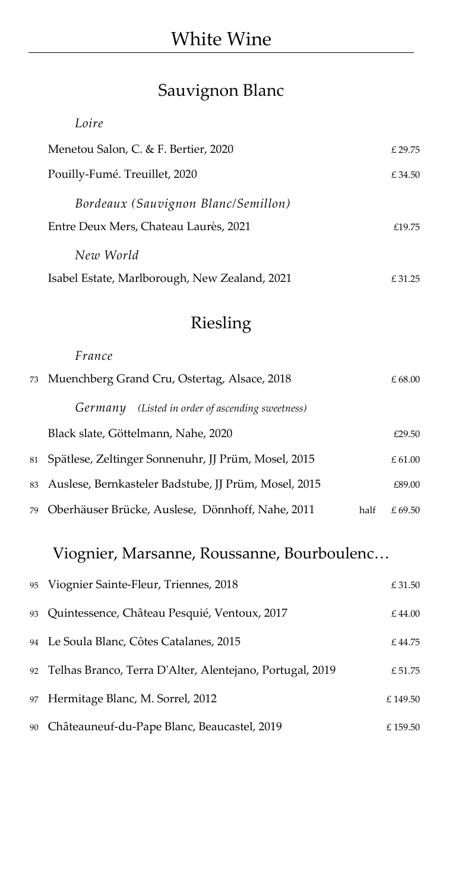# White Wine

## Sauvignon Blanc

*Loire*

| | | | |
|---|---|---|---|
| | Menetou Salon, C. & F. Bertier, 2020 | | £ 29.75 |
| | Pouilly-Fumé. Treuillet, 2020 | | £ 34.50 |
| | *Bordeaux (Sauvignon Blanc/Semillon)* | | |
| | Entre Deux Mers, Chateau Laurès, 2021 | | £19.75 |
| | *New World* | | |
| | Isabel Estate, Marlborough, New Zealand, 2021 | | £ 31.25 |

## Riesling

*France*

| | | | |
|---|---|---|---|
| 73 | Muenchberg Grand Cru, Ostertag, Alsace, 2018 | | £ 68.00 |
| | *Germany* *(Listed in order of ascending sweetness)* | | |
| | Black slate, Göttelmann, Nahe, 2020 | | £29.50 |
| 81 | Spätlese, Zeltinger Sonnenuhr, JJ Prüm, Mosel, 2015 | | £ 61.00 |
| 83 | Auslese, Bernkasteler Badstube, JJ Prüm, Mosel, 2015 | | £89.00 |
| 79 | Oberhäuser Brücke, Auslese, Dönnhoff, Nahe, 2011 | half | £ 69.50 |

## Viognier, Marsanne, Roussanne, Bourboulenc…

| | | |
|---|---|---|
| 95 | Viognier Sainte-Fleur, Triennes, 2018 | £ 31.50 |
| 93 | Quintessence, Château Pesquié, Ventoux, 2017 | £ 44.00 |
| 94 | Le Soula Blanc, Côtes Catalanes, 2015 | £ 44.75 |
| 92 | Telhas Branco, Terra D'Alter, Alentejano, Portugal, 2019 | £ 51.75 |
| 97 | Hermitage Blanc, M. Sorrel, 2012 | £ 149.50 |
| 90 | Châteauneuf-du-Pape Blanc, Beaucastel, 2019 | £ 159.50 |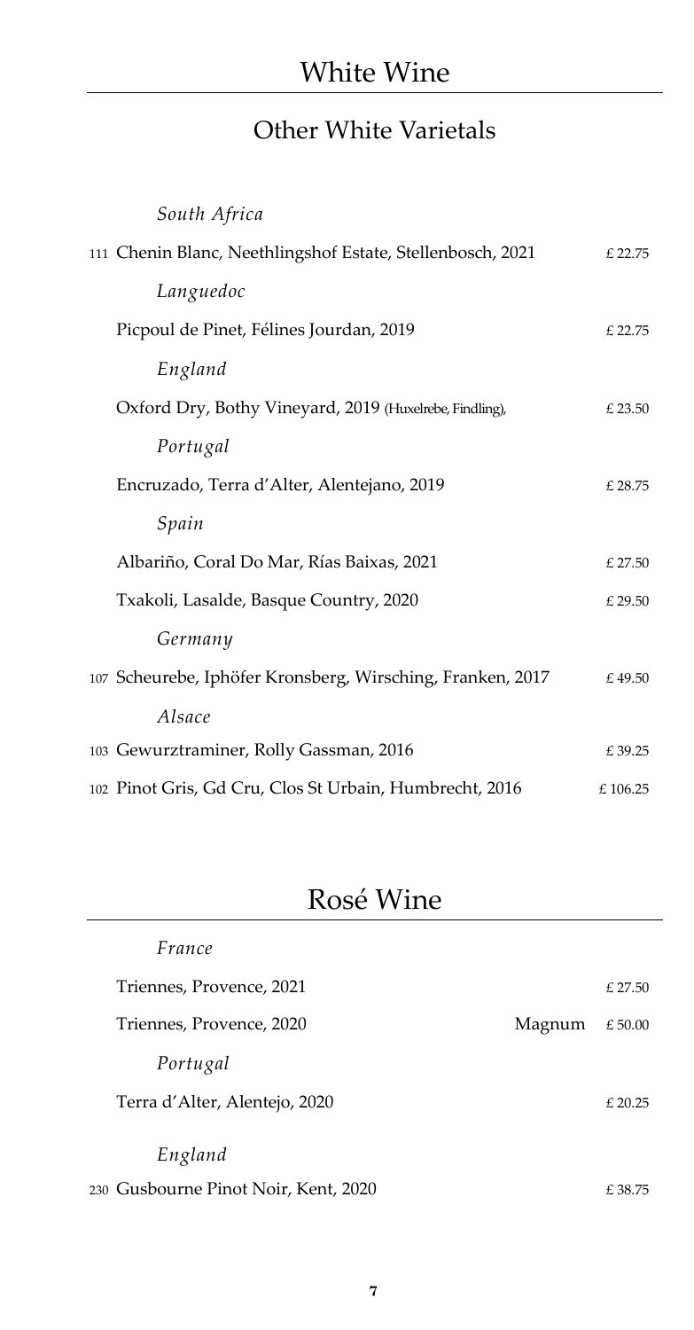# White Wine

## Other White Varietals

*South Africa*

111 Chenin Blanc, Neethlingshof Estate, Stellenbosch, 2021 £ 22.75

*Languedoc*

Picpoul de Pinet, Félines Jourdan, 2019 £ 22.75

*England*

Oxford Dry, Bothy Vineyard, 2019 (Huxelrebe, Findling), £ 23.50

*Portugal*

Encruzado, Terra d'Alter, Alentejano, 2019 £ 28.75

*Spain*

Albariño, Coral Do Mar, Rías Baixas, 2021 £ 27.50

Txakoli, Lasalde, Basque Country, 2020 £ 29.50

*Germany*

107 Scheurebe, Iphöfer Kronsberg, Wirsching, Franken, 2017 £ 49.50

*Alsace*

103 Gewurztraminer, Rolly Gassman, 2016 £ 39.25

102 Pinot Gris, Gd Cru, Clos St Urbain, Humbrecht, 2016 £ 106.25

# Rosé Wine

*France*

Triennes, Provence, 2021 £ 27.50

Triennes, Provence, 2020 Magnum £ 50.00

*Portugal*

Terra d'Alter, Alentejo, 2020 £ 20.25

*England*

230 Gusbourne Pinot Noir, Kent, 2020 £ 38.75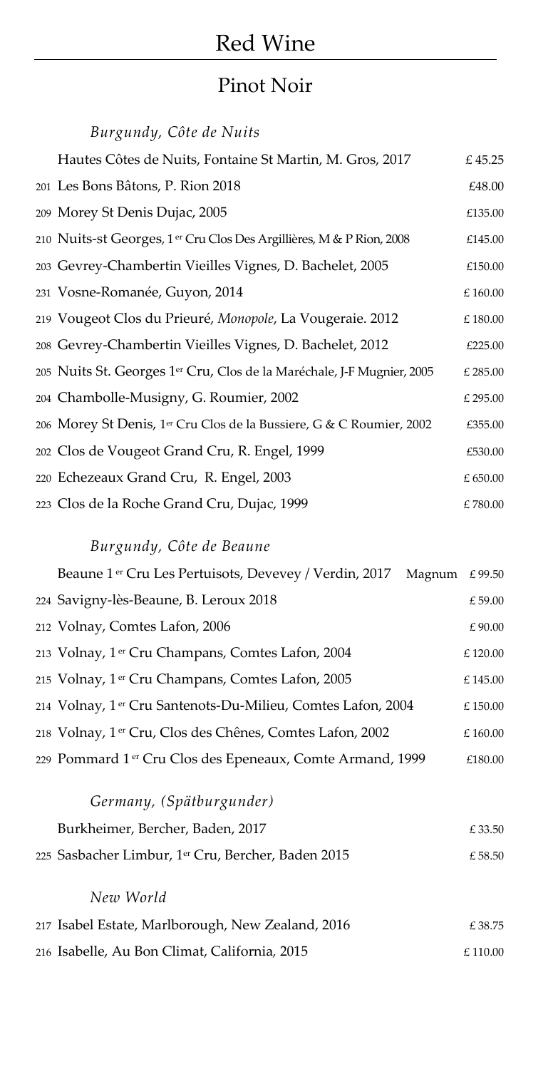# Red Wine

## Pinot Noir

### *Burgundy, Côte de Nuits*

| | | |
|---|---|---|
| | Hautes Côtes de Nuits, Fontaine St Martin, M. Gros, 2017 | £ 45.25 |
| 201 | Les Bons Bâtons, P. Rion 2018 | £48.00 |
| 209 | Morey St Denis Dujac, 2005 | £135.00 |
| 210 | Nuits-st Georges, 1er Cru Clos Des Argillières, M & P Rion, 2008 | £145.00 |
| 203 | Gevrey-Chambertin Vieilles Vignes, D. Bachelet, 2005 | £150.00 |
| 231 | Vosne-Romanée, Guyon, 2014 | £ 160.00 |
| 219 | Vougeot Clos du Prieuré, *Monopole*, La Vougeraie. 2012 | £ 180.00 |
| 208 | Gevrey-Chambertin Vieilles Vignes, D. Bachelet, 2012 | £225.00 |
| 205 | Nuits St. Georges 1er Cru, Clos de la Maréchale, J-F Mugnier, 2005 | £ 285.00 |
| 204 | Chambolle-Musigny, G. Roumier, 2002 | £ 295.00 |
| 206 | Morey St Denis, 1er Cru Clos de la Bussiere, G & C Roumier, 2002 | £355.00 |
| 202 | Clos de Vougeot Grand Cru, R. Engel, 1999 | £530.00 |
| 220 | Echezeaux Grand Cru, R. Engel, 2003 | £ 650.00 |
| 223 | Clos de la Roche Grand Cru, Dujac, 1999 | £ 780.00 |

### *Burgundy, Côte de Beaune*

| | | |
|---|---|---|
| | Beaune 1er Cru Les Pertuisots, Devevey / Verdin, 2017 Magnum | £ 99.50 |
| 224 | Savigny-lès-Beaune, B. Leroux 2018 | £ 59.00 |
| 212 | Volnay, Comtes Lafon, 2006 | £ 90.00 |
| 213 | Volnay, 1er Cru Champans, Comtes Lafon, 2004 | £ 120.00 |
| 215 | Volnay, 1er Cru Champans, Comtes Lafon, 2005 | £ 145.00 |
| 214 | Volnay, 1er Cru Santenots-Du-Milieu, Comtes Lafon, 2004 | £ 150.00 |
| 218 | Volnay, 1er Cru, Clos des Chênes, Comtes Lafon, 2002 | £ 160.00 |
| 229 | Pommard 1er Cru Clos des Epeneaux, Comte Armand, 1999 | £180.00 |

### *Germany, (Spätburgunder)*

| | | |
|---|---|---|
| | Burkheimer, Bercher, Baden, 2017 | £ 33.50 |
| 225 | Sasbacher Limbur, 1er Cru, Bercher, Baden 2015 | £ 58.50 |

### *New World*

| | | |
|---|---|---|
| 217 | Isabel Estate, Marlborough, New Zealand, 2016 | £ 38.75 |
| 216 | Isabelle, Au Bon Climat, California, 2015 | £ 110.00 |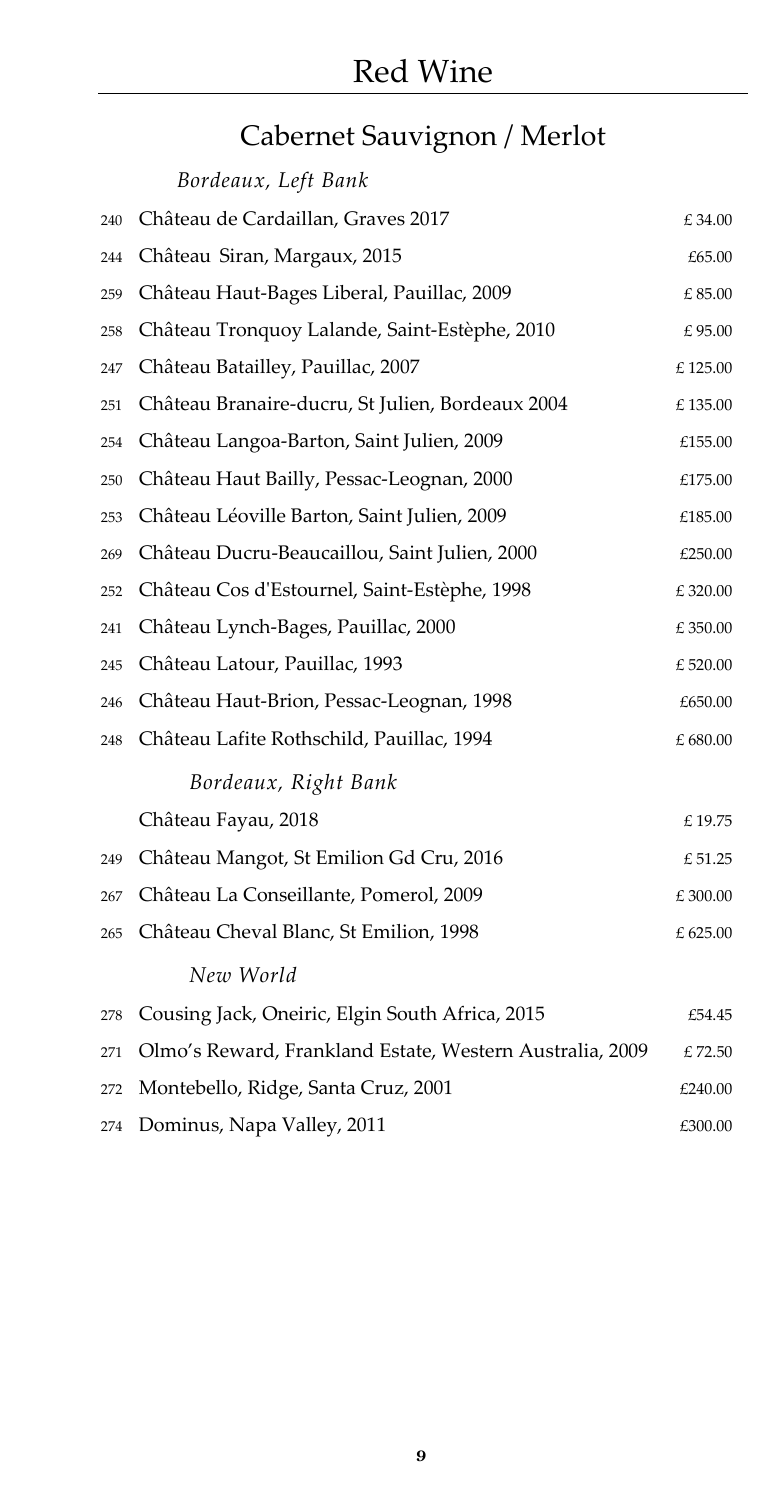# Red Wine

## Cabernet Sauvignon / Merlot

### *Bordeaux, Left Bank*

| | | |
|---|---|---|
| 240 | Château de Cardaillan, Graves 2017 | £ 34.00 |
| 244 | Château Siran, Margaux, 2015 | £65.00 |
| 259 | Château Haut-Bages Liberal, Pauillac, 2009 | £ 85.00 |
| 258 | Château Tronquoy Lalande, Saint-Estèphe, 2010 | £ 95.00 |
| 247 | Château Batailley, Pauillac, 2007 | £ 125.00 |
| 251 | Château Branaire-ducru, St Julien, Bordeaux 2004 | £ 135.00 |
| 254 | Château Langoa-Barton, Saint Julien, 2009 | £155.00 |
| 250 | Château Haut Bailly, Pessac-Leognan, 2000 | £175.00 |
| 253 | Château Léoville Barton, Saint Julien, 2009 | £185.00 |
| 269 | Château Ducru-Beaucaillou, Saint Julien, 2000 | £250.00 |
| 252 | Château Cos d'Estournel, Saint-Estèphe, 1998 | £ 320.00 |
| 241 | Château Lynch-Bages, Pauillac, 2000 | £ 350.00 |
| 245 | Château Latour, Pauillac, 1993 | £ 520.00 |
| 246 | Château Haut-Brion, Pessac-Leognan, 1998 | £650.00 |
| 248 | Château Lafite Rothschild, Pauillac, 1994 | £ 680.00 |

### *Bordeaux, Right Bank*

| | | |
|---|---|---|
| | Château Fayau, 2018 | £ 19.75 |
| 249 | Château Mangot, St Emilion Gd Cru, 2016 | £ 51.25 |
| 267 | Château La Conseillante, Pomerol, 2009 | £ 300.00 |
| 265 | Château Cheval Blanc, St Emilion, 1998 | £ 625.00 |

### *New World*

| | | |
|---|---|---|
| 278 | Cousing Jack, Oneiric, Elgin South Africa, 2015 | £54.45 |
| 271 | Olmo's Reward, Frankland Estate, Western Australia, 2009 | £ 72.50 |
| 272 | Montebello, Ridge, Santa Cruz, 2001 | £240.00 |
| 274 | Dominus, Napa Valley, 2011 | £300.00 |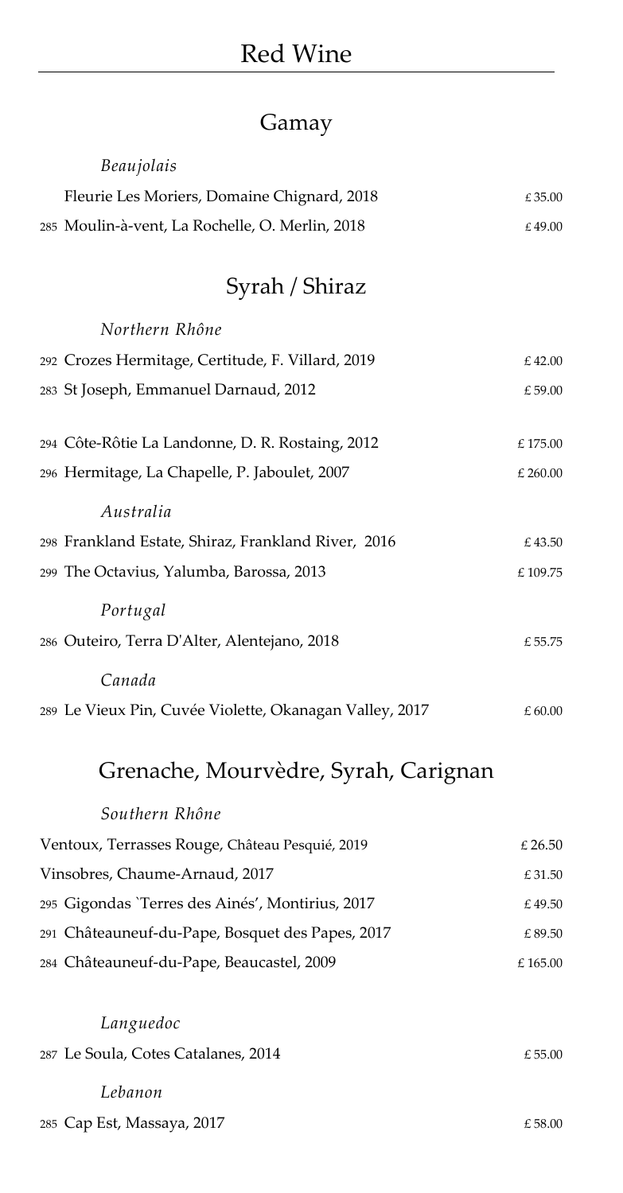# Red Wine

## Gamay

*Beaujolais*

| Bin | Wine | Price |
|---|---|---|
| | Fleurie Les Moriers, Domaine Chignard, 2018 | £ 35.00 |
| 285 | Moulin-à-vent, La Rochelle, O. Merlin, 2018 | £ 49.00 |

## Syrah / Shiraz

*Northern Rhône*

| Bin | Wine | Price |
|---|---|---|
| 292 | Crozes Hermitage, Certitude, F. Villard, 2019 | £ 42.00 |
| 283 | St Joseph, Emmanuel Darnaud, 2012 | £ 59.00 |
| 294 | Côte-Rôtie La Landonne, D. R. Rostaing, 2012 | £ 175.00 |
| 296 | Hermitage, La Chapelle, P. Jaboulet, 2007 | £ 260.00 |

*Australia*

| Bin | Wine | Price |
|---|---|---|
| 298 | Frankland Estate, Shiraz, Frankland River, 2016 | £ 43.50 |
| 299 | The Octavius, Yalumba, Barossa, 2013 | £ 109.75 |

*Portugal*

| Bin | Wine | Price |
|---|---|---|
| 286 | Outeiro, Terra D'Alter, Alentejano, 2018 | £ 55.75 |

*Canada*

| Bin | Wine | Price |
|---|---|---|
| 289 | Le Vieux Pin, Cuvée Violette, Okanagan Valley, 2017 | £ 60.00 |

## Grenache, Mourvèdre, Syrah, Carignan

*Southern Rhône*

| Bin | Wine | Price |
|---|---|---|
| | Ventoux, Terrasses Rouge, Château Pesquié, 2019 | £ 26.50 |
| | Vinsobres, Chaume-Arnaud, 2017 | £ 31.50 |
| 295 | Gigondas `Terres des Ainés', Montirius, 2017 | £ 49.50 |
| 291 | Châteauneuf-du-Pape, Bosquet des Papes, 2017 | £ 89.50 |
| 284 | Châteauneuf-du-Pape, Beaucastel, 2009 | £ 165.00 |

*Languedoc*

| Bin | Wine | Price |
|---|---|---|
| 287 | Le Soula, Cotes Catalanes, 2014 | £ 55.00 |

*Lebanon*

| Bin | Wine | Price |
|---|---|---|
| 285 | Cap Est, Massaya, 2017 | £ 58.00 |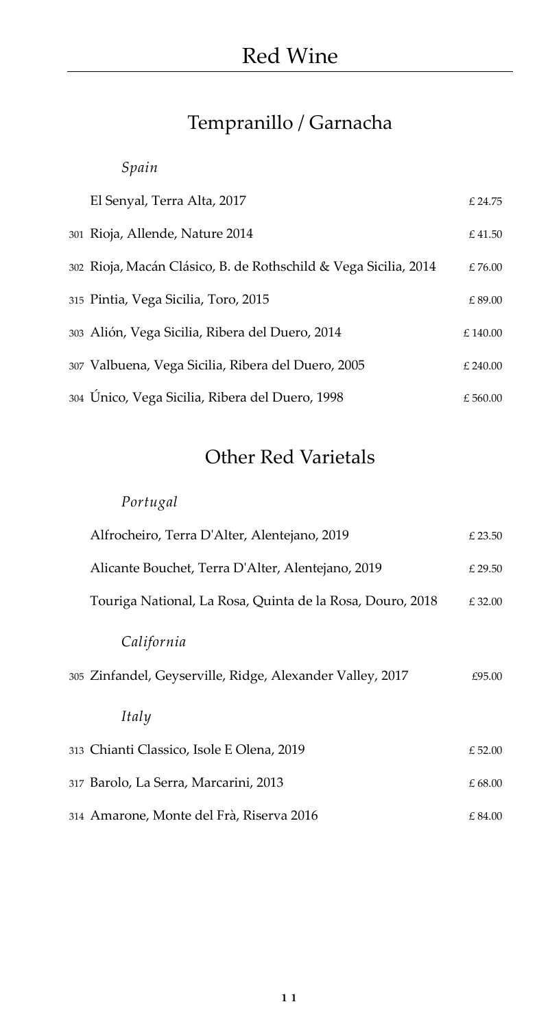# Red Wine

## Tempranillo / Garnacha

*Spain*

| | | |
|---|---|---|
| | El Senyal, Terra Alta, 2017 | £ 24.75 |
| 301 | Rioja, Allende, Nature 2014 | £ 41.50 |
| 302 | Rioja, Macán Clásico, B. de Rothschild & Vega Sicilia, 2014 | £ 76.00 |
| 315 | Pintia, Vega Sicilia, Toro, 2015 | £ 89.00 |
| 303 | Alión, Vega Sicilia, Ribera del Duero, 2014 | £ 140.00 |
| 307 | Valbuena, Vega Sicilia, Ribera del Duero, 2005 | £ 240.00 |
| 304 | Único, Vega Sicilia, Ribera del Duero, 1998 | £ 560.00 |

## Other Red Varietals

*Portugal*

| | | |
|---|---|---|
| | Alfrocheiro, Terra D'Alter, Alentejano, 2019 | £ 23.50 |
| | Alicante Bouchet, Terra D'Alter, Alentejano, 2019 | £ 29.50 |
| | Touriga National, La Rosa, Quinta de la Rosa, Douro, 2018 | £ 32.00 |

*California*

| | | |
|---|---|---|
| 305 | Zinfandel, Geyserville, Ridge, Alexander Valley, 2017 | £95.00 |

*Italy*

| | | |
|---|---|---|
| 313 | Chianti Classico, Isole E Olena, 2019 | £ 52.00 |
| 317 | Barolo, La Serra, Marcarini, 2013 | £ 68.00 |
| 314 | Amarone, Monte del Frà, Riserva 2016 | £ 84.00 |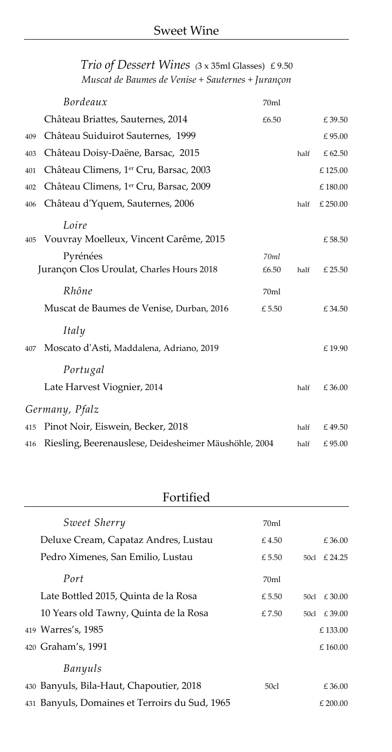## Sweet Wine

*Trio of Dessert Wines* (3 x 35ml Glasses) £ 9.50
*Muscat de Baumes de Venise + Sauternes + Jurançon*

| No. | Wine | Glass | Size | Price |
|---|---|---|---|---|
| | *Bordeaux* | 70ml | | |
| | Château Briattes, Sauternes, 2014 | £6.50 | | £ 39.50 |
| 409 | Château Suiduirot Sauternes, 1999 | | | £ 95.00 |
| 403 | Château Doisy-Daëne, Barsac, 2015 | | half | £ 62.50 |
| 401 | Château Climens, 1er Cru, Barsac, 2003 | | | £ 125.00 |
| 402 | Château Climens, 1er Cru, Barsac, 2009 | | | £ 180.00 |
| 406 | Château d'Yquem, Sauternes, 2006 | | half | £ 250.00 |
| | *Loire* | | | |
| 405 | Vouvray Moelleux, Vincent Carême, 2015 | | | £ 58.50 |
| | Pyrénées | *70ml* | | |
| | Jurançon Clos Uroulat, Charles Hours 2018 | £6.50 | half | £ 25.50 |
| | *Rhône* | 70ml | | |
| | Muscat de Baumes de Venise, Durban, 2016 | £ 5.50 | | £ 34.50 |
| | *Italy* | | | |
| 407 | Moscato d'Asti, Maddalena, Adriano, 2019 | | | £ 19.90 |
| | *Portugal* | | | |
| | Late Harvest Viognier, 2014 | | half | £ 36.00 |
| | *Germany, Pfalz* | | | |
| 415 | Pinot Noir, Eiswein, Becker, 2018 | | half | £ 49.50 |
| 416 | Riesling, Beerenauslese, Deidesheimer Mäushöhle, 2004 | | half | £ 95.00 |

## Fortified

| No. | Wine | Glass | Size | Price |
|---|---|---|---|---|
| | *Sweet Sherry* | 70ml | | |
| | Deluxe Cream, Capataz Andres, Lustau | £ 4.50 | | £ 36.00 |
| | Pedro Ximenes, San Emilio, Lustau | £ 5.50 | 50cl | £ 24.25 |
| | *Port* | 70ml | | |
| | Late Bottled 2015, Quinta de la Rosa | £ 5.50 | 50cl | £ 30.00 |
| | 10 Years old Tawny, Quinta de la Rosa | £ 7.50 | 50cl | £ 39.00 |
| 419 | Warres's, 1985 | | | £ 133.00 |
| 420 | Graham's, 1991 | | | £ 160.00 |
| | *Banyuls* | | | |
| 430 | Banyuls, Bila-Haut, Chapoutier, 2018 | 50cl | | £ 36.00 |
| 431 | Banyuls, Domaines et Terroirs du Sud, 1965 | | | £ 200.00 |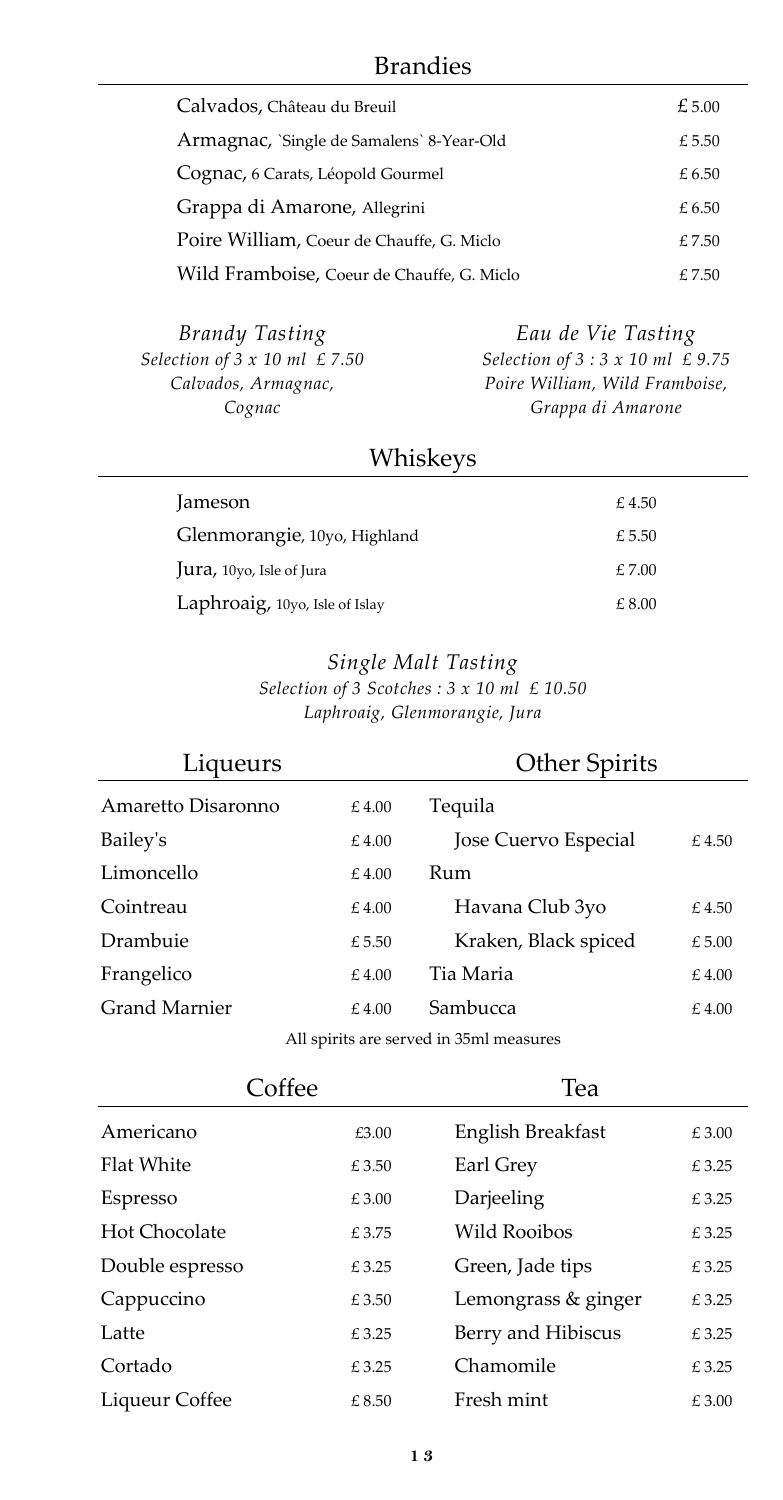## Brandies

| Item | Price |
|---|---|
| Calvados, Château du Breuil | £ 5.00 |
| Armagnac, `Single de Samalens` 8-Year-Old | £ 5.50 |
| Cognac, 6 Carats, Léopold Gourmel | £ 6.50 |
| Grappa di Amarone, Allegrini | £ 6.50 |
| Poire William, Coeur de Chauffe, G. Miclo | £ 7.50 |
| Wild Framboise, Coeur de Chauffe, G. Miclo | £ 7.50 |

*Brandy Tasting*
*Selection of 3 x 10 ml £ 7.50*
*Calvados, Armagnac, Cognac*

*Eau de Vie Tasting*
*Selection of 3 : 3 x 10 ml £ 9.75*
*Poire William, Wild Framboise, Grappa di Amarone*

## Whiskeys

| Item | Price |
|---|---|
| Jameson | £ 4.50 |
| Glenmorangie, 10yo, Highland | £ 5.50 |
| Jura, 10yo, Isle of Jura | £ 7.00 |
| Laphroaig, 10yo, Isle of Islay | £ 8.00 |

*Single Malt Tasting*
*Selection of 3 Scotches : 3 x 10 ml £ 10.50*
*Laphroaig, Glenmorangie, Jura*

## Liqueurs

| Item | Price |
|---|---|
| Amaretto Disaronno | £ 4.00 |
| Bailey's | £ 4.00 |
| Limoncello | £ 4.00 |
| Cointreau | £ 4.00 |
| Drambuie | £ 5.50 |
| Frangelico | £ 4.00 |
| Grand Marnier | £ 4.00 |

## Other Spirits

| Item | Price |
|---|---|
| Tequila | |
| Jose Cuervo Especial | £ 4.50 |
| Rum | |
| Havana Club 3yo | £ 4.50 |
| Kraken, Black spiced | £ 5.00 |
| Tia Maria | £ 4.00 |
| Sambucca | £ 4.00 |

All spirits are served in 35ml measures

## Coffee

| Item | Price |
|---|---|
| Americano | £3.00 |
| Flat White | £ 3.50 |
| Espresso | £ 3.00 |
| Hot Chocolate | £ 3.75 |
| Double espresso | £ 3.25 |
| Cappuccino | £ 3.50 |
| Latte | £ 3.25 |
| Cortado | £ 3.25 |
| Liqueur Coffee | £ 8.50 |

## Tea

| Item | Price |
|---|---|
| English Breakfast | £ 3.00 |
| Earl Grey | £ 3.25 |
| Darjeeling | £ 3.25 |
| Wild Rooibos | £ 3.25 |
| Green, Jade tips | £ 3.25 |
| Lemongrass & ginger | £ 3.25 |
| Berry and Hibiscus | £ 3.25 |
| Chamomile | £ 3.25 |
| Fresh mint | £ 3.00 |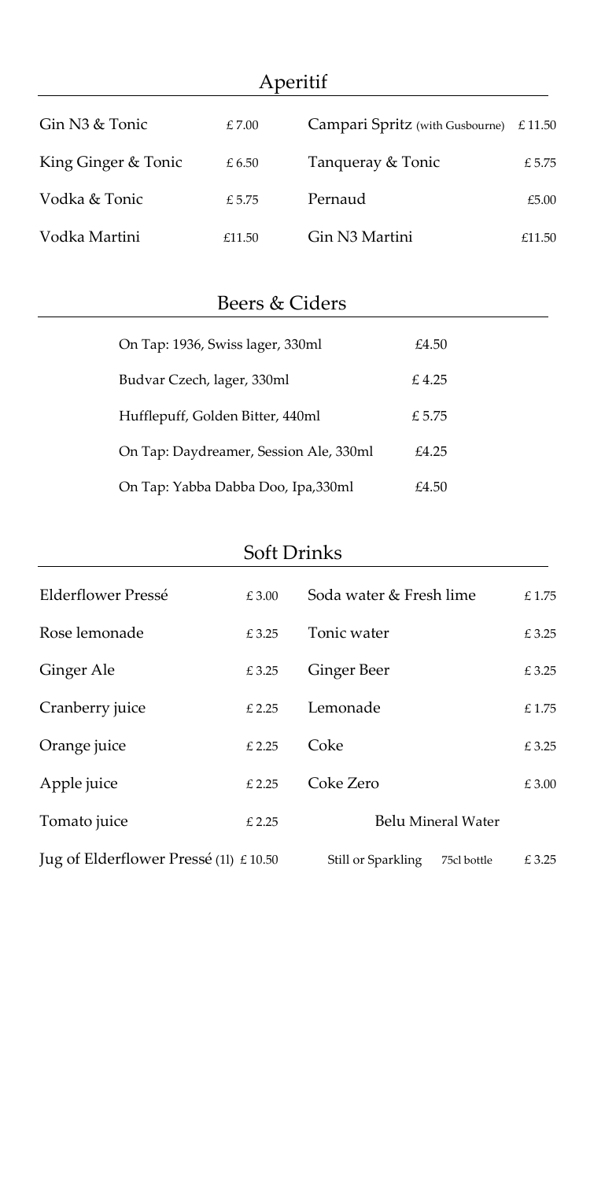## Aperitif

| | | | |
|---|---|---|---|
| Gin N3 & Tonic | £ 7.00 | Campari Spritz (with Gusbourne) | £ 11.50 |
| King Ginger & Tonic | £ 6.50 | Tanqueray & Tonic | £ 5.75 |
| Vodka & Tonic | £ 5.75 | Pernaud | £5.00 |
| Vodka Martini | £11.50 | Gin N3 Martini | £11.50 |

## Beers & Ciders

| | |
|---|---|
| On Tap: 1936, Swiss lager, 330ml | £4.50 |
| Budvar Czech, lager, 330ml | £ 4.25 |
| Hufflepuff, Golden Bitter, 440ml | £ 5.75 |
| On Tap: Daydreamer, Session Ale, 330ml | £4.25 |
| On Tap: Yabba Dabba Doo, Ipa,330ml | £4.50 |

## Soft Drinks

| | | | |
|---|---|---|---|
| Elderflower Pressé | £ 3.00 | Soda water & Fresh lime | £ 1.75 |
| Rose lemonade | £ 3.25 | Tonic water | £ 3.25 |
| Ginger Ale | £ 3.25 | Ginger Beer | £ 3.25 |
| Cranberry juice | £ 2.25 | Lemonade | £ 1.75 |
| Orange juice | £ 2.25 | Coke | £ 3.25 |
| Apple juice | £ 2.25 | Coke Zero | £ 3.00 |
| Tomato juice | £ 2.25 | Belu Mineral Water | |
| Jug of Elderflower Pressé (1l) | £ 10.50 | Still or Sparkling 75cl bottle | £ 3.25 |